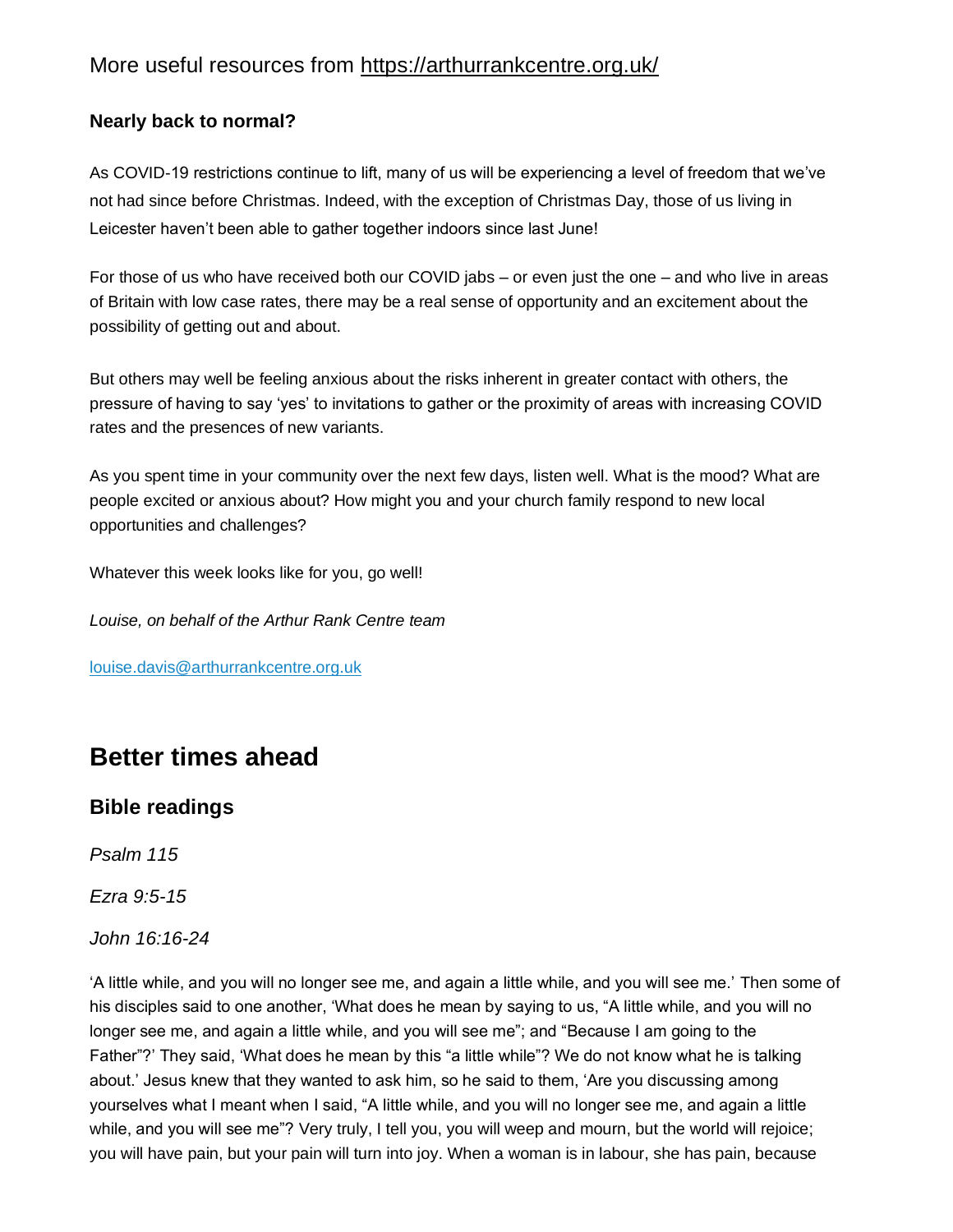More useful resources from https://arthurrankcentre.org.uk/

**Nearly back to normal?**

As COVID-19 restrictions continue to lift, many of us will be experiencing a level of freedom that we've not had since before Christmas. Indeed, with the exception of Christmas Day, those of us living in Leicester haven't been able to gather together indoors since last June!

For those of us who have received both our COVID jabs – or even just the one – and who live in areas of Britain with low case rates, there may be a real sense of opportunity and an excitement about the possibility of getting out and about.

But others may well be feeling anxious about the risks inherent in greater contact with others, the pressure of having to say 'yes' to invitations to gather or the proximity of areas with increasing COVID rates and the presences of new variants.

As you spent time in your community over the next few days, listen well. What is the mood? What are people excited or anxious about? How might you and your church family respond to new local opportunities and challenges?

Whatever this week looks like for you, go well!

*Louise, on behalf of the Arthur Rank Centre team*

louise.davis@arthurrankcentre.org.uk

# Better times ahead

## Bible readings

*Psalm 115*

*Ezra 9:5-15*

*John 16:16-24*

'A little while, and you will no longer see me, and again a little while, and you will see me.' Then some of his disciples said to one another, 'What does he mean by saying to us, "A little while, and you will no longer see me, and again a little while, and you will see me"; and "Because I am going to the Father"?' They said, 'What does he mean by this "a little while"? We do not know what he is talking about.' Jesus knew that they wanted to ask him, so he said to them, 'Are you discussing among yourselves what I meant when I said, "A little while, and you will no longer see me, and again a little while, and you will see me"? Very truly, I tell you, you will weep and mourn, but the world will rejoice; you will have pain, but your pain will turn into joy. When a woman is in labour, she has pain, because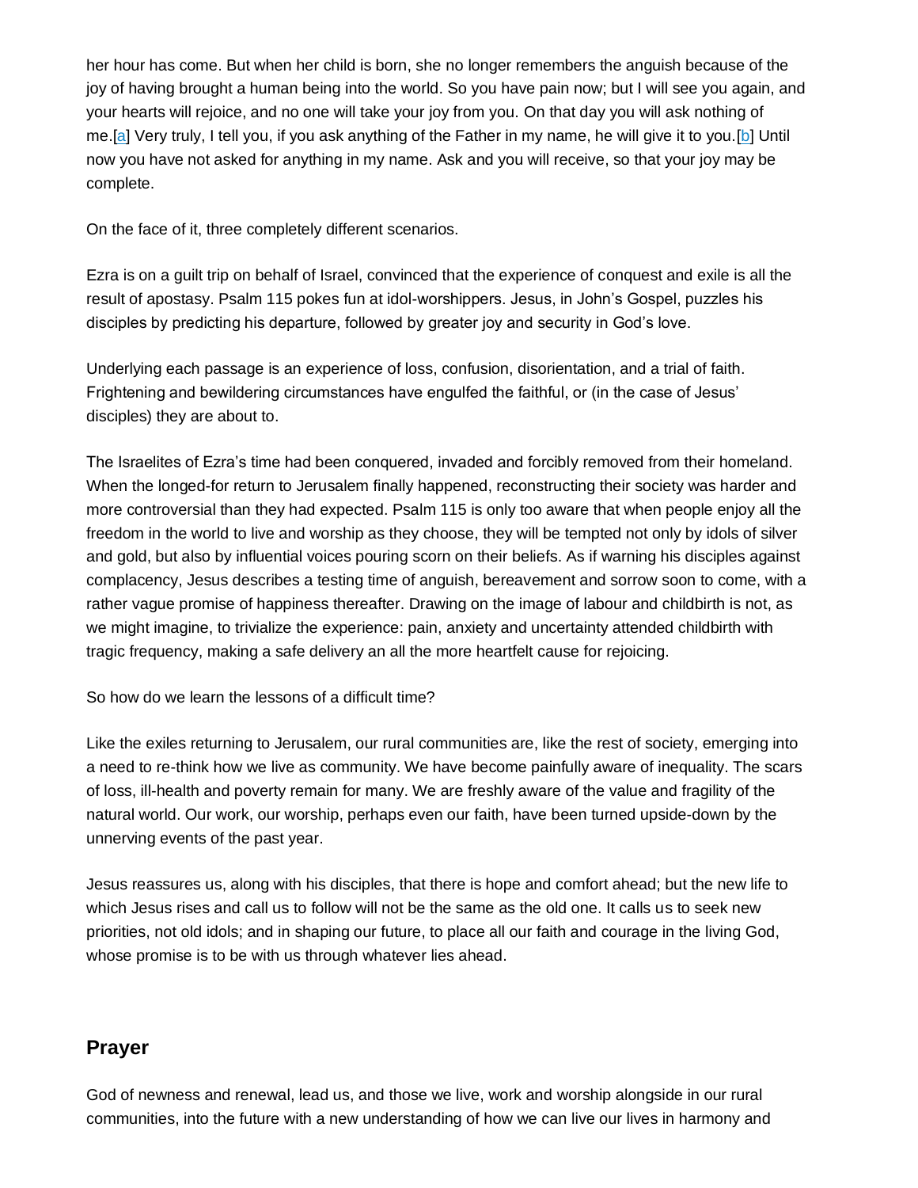her hour has come. But when her child is born, she no longer remembers the anguish because of the joy of having brought a human being into the world. So you have pain now; but I will see you again, and your hearts will rejoice, and no one will take your joy from you. On that day you will ask nothing of me.[a] Very truly, I tell you, if you ask anything of the Father in my name, he will give it to you.[b] Until now you have not asked for anything in my name. Ask and you will receive, so that your joy may be complete.

On the face of it, three completely different scenarios.

Ezra is on a guilt trip on behalf of Israel, convinced that the experience of conquest and exile is all the result of apostasy. Psalm 115 pokes fun at idol-worshippers. Jesus, in John's Gospel, puzzles his disciples by predicting his departure, followed by greater joy and security in God's love.

Underlying each passage is an experience of loss, confusion, disorientation, and a trial of faith. Frightening and bewildering circumstances have engulfed the faithful, or (in the case of Jesus' disciples) they are about to.

The Israelites of Ezra's time had been conquered, invaded and forcibly removed from their homeland. When the longed-for return to Jerusalem finally happened, reconstructing their society was harder and more controversial than they had expected. Psalm 115 is only too aware that when people enjoy all the freedom in the world to live and worship as they choose, they will be tempted not only by idols of silver and gold, but also by influential voices pouring scorn on their beliefs. As if warning his disciples against complacency, Jesus describes a testing time of anguish, bereavement and sorrow soon to come, with a rather vague promise of happiness thereafter. Drawing on the image of labour and childbirth is not, as we might imagine, to trivialize the experience: pain, anxiety and uncertainty attended childbirth with tragic frequency, making a safe delivery an all the more heartfelt cause for rejoicing.

So how do we learn the lessons of a difficult time?

Like the exiles returning to Jerusalem, our rural communities are, like the rest of society, emerging into a need to re-think how we live as community. We have become painfully aware of inequality. The scars of loss, ill-health and poverty remain for many. We are freshly aware of the value and fragility of the natural world. Our work, our worship, perhaps even our faith, have been turned upside-down by the unnerving events of the past year.

Jesus reassures us, along with his disciples, that there is hope and comfort ahead; but the new life to which Jesus rises and call us to follow will not be the same as the old one. It calls us to seek new priorities, not old idols; and in shaping our future, to place all our faith and courage in the living God, whose promise is to be with us through whatever lies ahead.

## Prayer

God of newness and renewal, lead us, and those we live, work and worship alongside in our rural communities, into the future with a new understanding of how we can live our lives in harmony and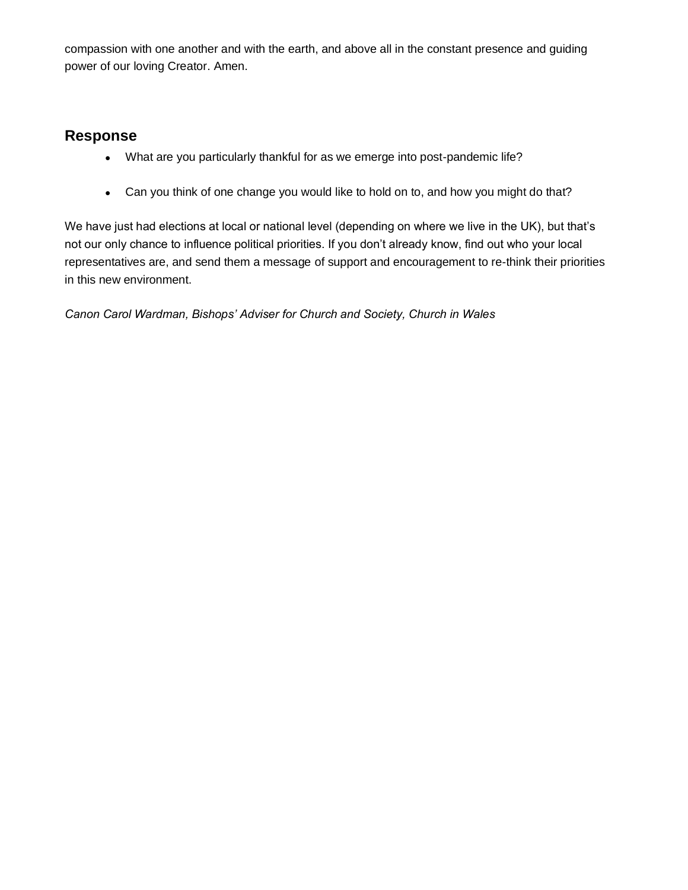compassion with one another and with the earth, and above all in the constant presence and guiding power of our loving Creator. Amen.

## Response

- What are you particularly thankful for as we emerge into post-pandemic life?
- Can you think of one change you would like to hold on to, and how you might do that?

We have just had elections at local or national level (depending on where we live in the UK), but that's not our only chance to influence political priorities. If you don't already know, find out who your local representatives are, and send them a message of support and encouragement to re-think their priorities in this new environment.

*Canon Carol Wardman, Bishops' Adviser for Church and Society, Church in Wales*